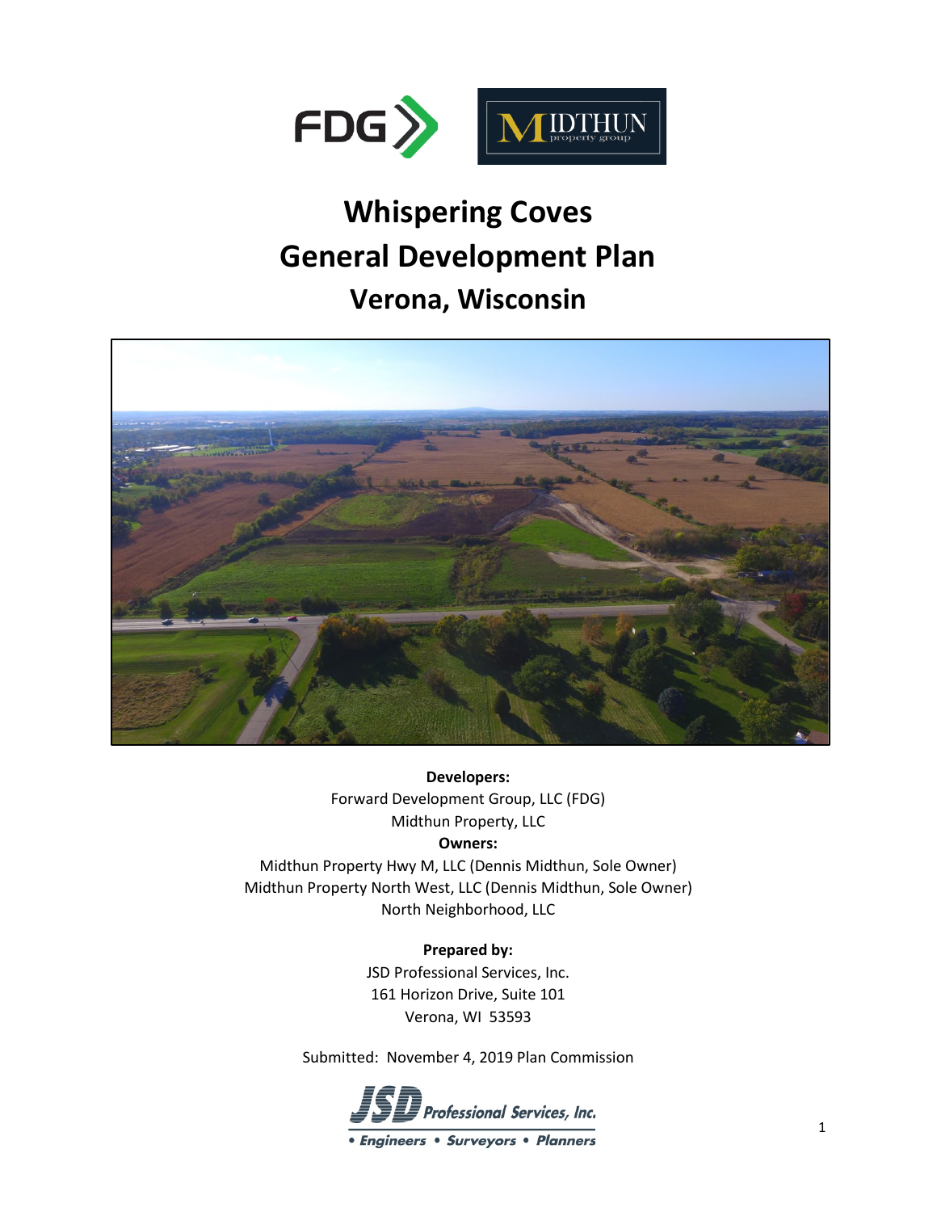# Whispering Coves
# General Development Plan
# Verona, Wisconsin

**Developers:**
Forward Development Group, LLC (FDG)
Midthun Property, LLC

**Owners:**
Midthun Property Hwy M, LLC (Dennis Midthun, Sole Owner)
Midthun Property North West, LLC (Dennis Midthun, Sole Owner)
North Neighborhood, LLC

**Prepared by:**
JSD Professional Services, Inc.
161 Horizon Drive, Suite 101
Verona, WI 53593

Submitted: November 4, 2019 Plan Commission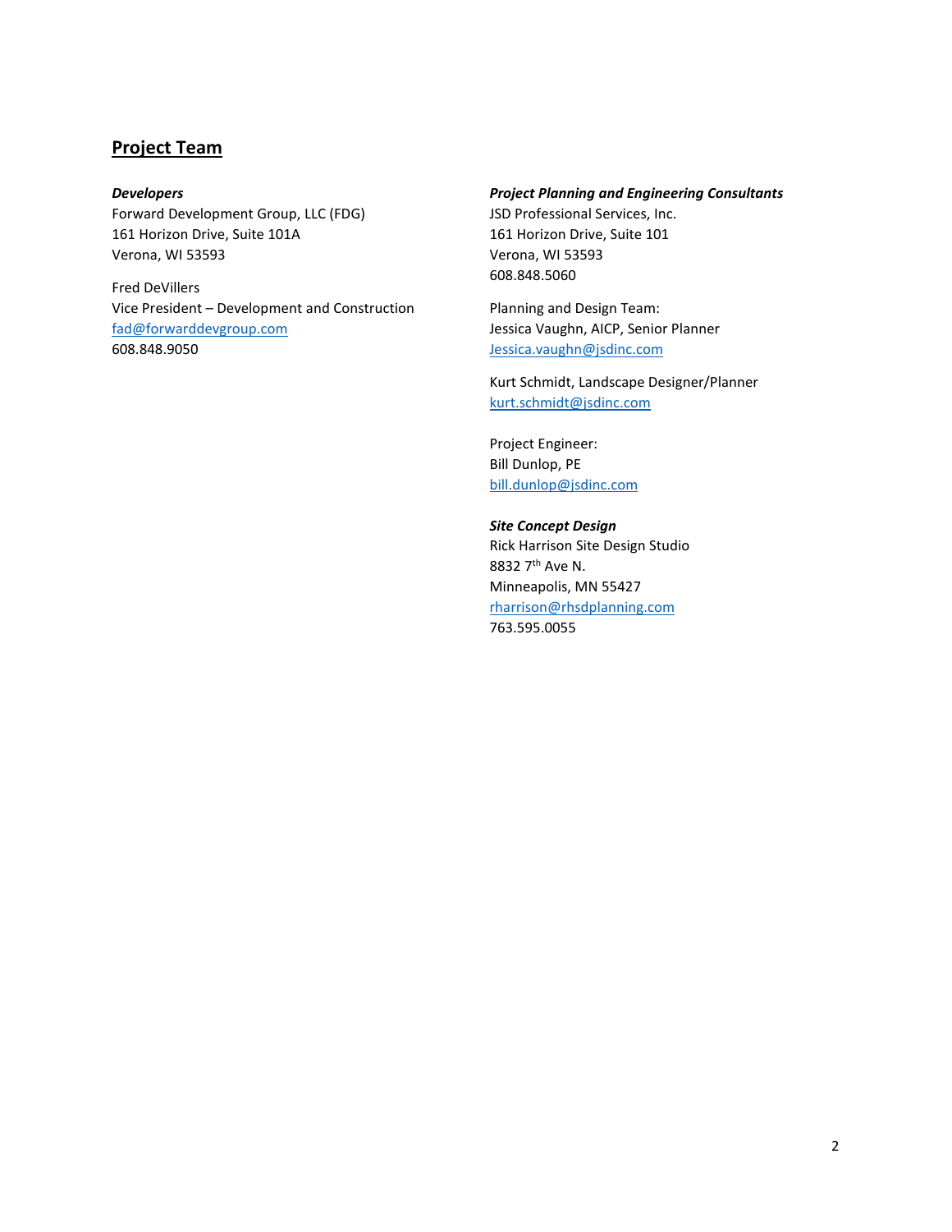## Project Team

***Developers***

Forward Development Group, LLC (FDG)
161 Horizon Drive, Suite 101A
Verona, WI 53593

Fred DeVillers
Vice President – Development and Construction
fad@forwarddevgroup.com
608.848.9050

***Project Planning and Engineering Consultants***

JSD Professional Services, Inc.
161 Horizon Drive, Suite 101
Verona, WI 53593
608.848.5060

Planning and Design Team:
Jessica Vaughn, AICP, Senior Planner
Jessica.vaughn@jsdinc.com

Kurt Schmidt, Landscape Designer/Planner
kurt.schmidt@jsdinc.com

Project Engineer:
Bill Dunlop, PE
bill.dunlop@jsdinc.com

***Site Concept Design***

Rick Harrison Site Design Studio
8832 7th Ave N.
Minneapolis, MN 55427
rharrison@rhsdplanning.com
763.595.0055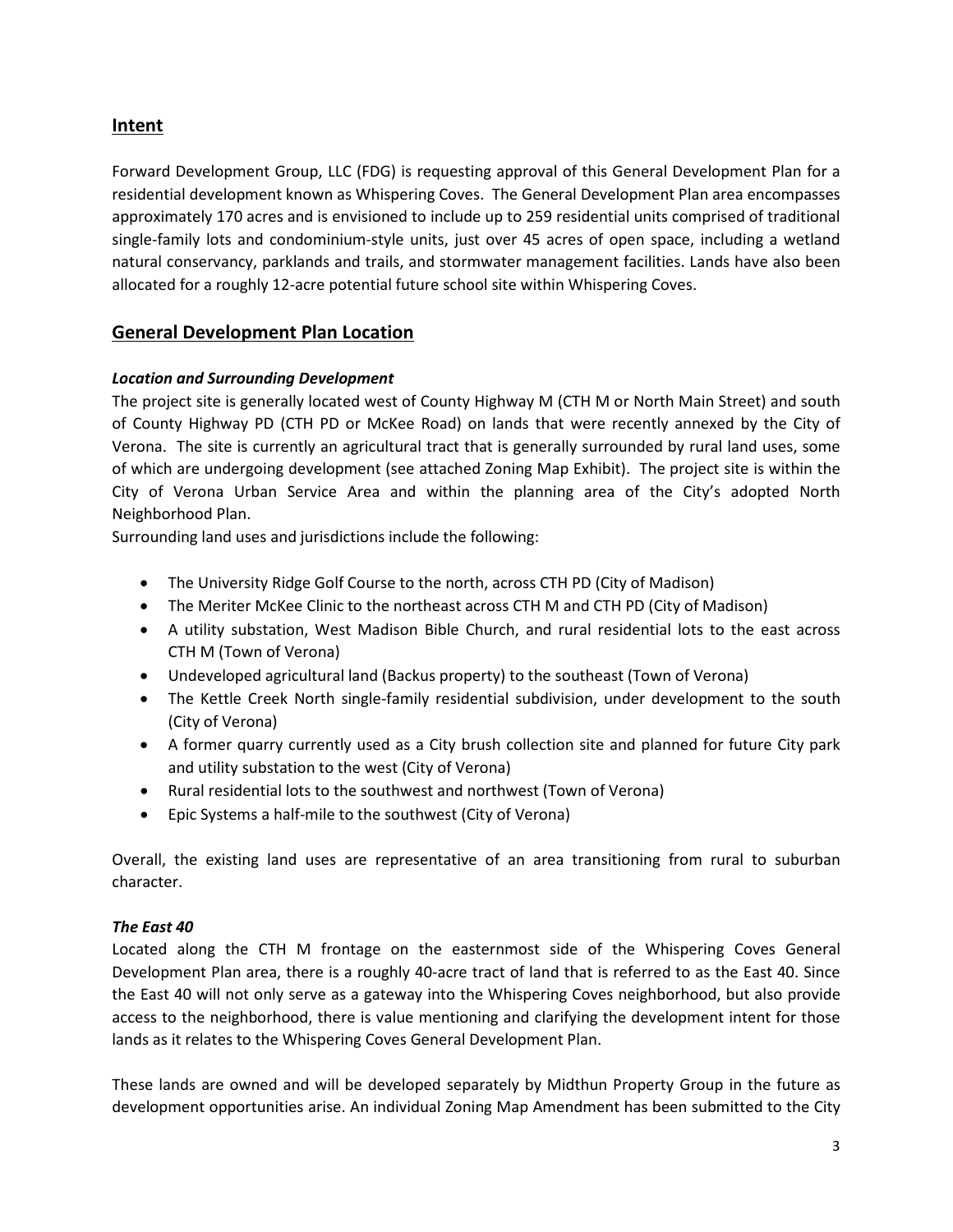## Intent

Forward Development Group, LLC (FDG) is requesting approval of this General Development Plan for a residential development known as Whispering Coves. The General Development Plan area encompasses approximately 170 acres and is envisioned to include up to 259 residential units comprised of traditional single-family lots and condominium-style units, just over 45 acres of open space, including a wetland natural conservancy, parklands and trails, and stormwater management facilities. Lands have also been allocated for a roughly 12-acre potential future school site within Whispering Coves.

## General Development Plan Location

### *Location and Surrounding Development*

The project site is generally located west of County Highway M (CTH M or North Main Street) and south of County Highway PD (CTH PD or McKee Road) on lands that were recently annexed by the City of Verona. The site is currently an agricultural tract that is generally surrounded by rural land uses, some of which are undergoing development (see attached Zoning Map Exhibit). The project site is within the City of Verona Urban Service Area and within the planning area of the City's adopted North Neighborhood Plan.

Surrounding land uses and jurisdictions include the following:

- The University Ridge Golf Course to the north, across CTH PD (City of Madison)
- The Meriter McKee Clinic to the northeast across CTH M and CTH PD (City of Madison)
- A utility substation, West Madison Bible Church, and rural residential lots to the east across CTH M (Town of Verona)
- Undeveloped agricultural land (Backus property) to the southeast (Town of Verona)
- The Kettle Creek North single-family residential subdivision, under development to the south (City of Verona)
- A former quarry currently used as a City brush collection site and planned for future City park and utility substation to the west (City of Verona)
- Rural residential lots to the southwest and northwest (Town of Verona)
- Epic Systems a half-mile to the southwest (City of Verona)

Overall, the existing land uses are representative of an area transitioning from rural to suburban character.

### *The East 40*

Located along the CTH M frontage on the easternmost side of the Whispering Coves General Development Plan area, there is a roughly 40-acre tract of land that is referred to as the East 40. Since the East 40 will not only serve as a gateway into the Whispering Coves neighborhood, but also provide access to the neighborhood, there is value mentioning and clarifying the development intent for those lands as it relates to the Whispering Coves General Development Plan.

These lands are owned and will be developed separately by Midthun Property Group in the future as development opportunities arise. An individual Zoning Map Amendment has been submitted to the City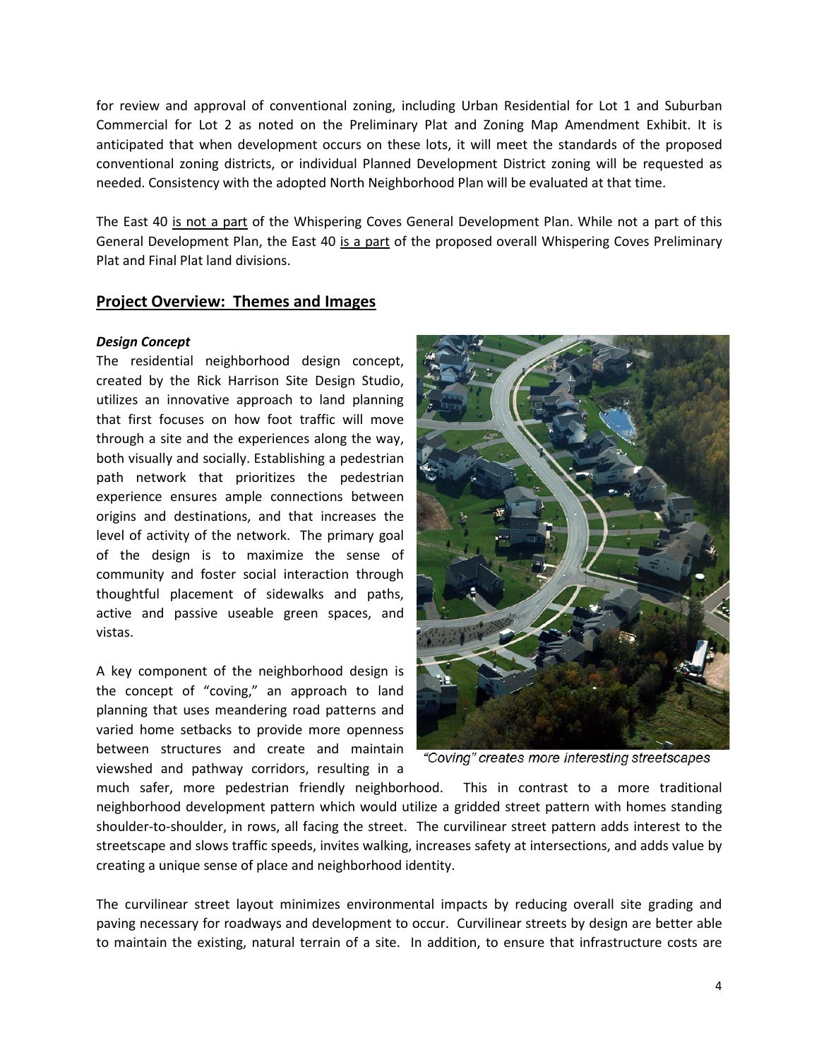for review and approval of conventional zoning, including Urban Residential for Lot 1 and Suburban Commercial for Lot 2 as noted on the Preliminary Plat and Zoning Map Amendment Exhibit. It is anticipated that when development occurs on these lots, it will meet the standards of the proposed conventional zoning districts, or individual Planned Development District zoning will be requested as needed. Consistency with the adopted North Neighborhood Plan will be evaluated at that time.

The East 40 <u>is not a part</u> of the Whispering Coves General Development Plan. While not a part of this General Development Plan, the East 40 <u>is a part</u> of the proposed overall Whispering Coves Preliminary Plat and Final Plat land divisions.

## Project Overview: Themes and Images

***Design Concept***

The residential neighborhood design concept, created by the Rick Harrison Site Design Studio, utilizes an innovative approach to land planning that first focuses on how foot traffic will move through a site and the experiences along the way, both visually and socially. Establishing a pedestrian path network that prioritizes the pedestrian experience ensures ample connections between origins and destinations, and that increases the level of activity of the network. The primary goal of the design is to maximize the sense of community and foster social interaction through thoughtful placement of sidewalks and paths, active and passive useable green spaces, and vistas.

*"Coving" creates more interesting streetscapes*

A key component of the neighborhood design is the concept of "coving," an approach to land planning that uses meandering road patterns and varied home setbacks to provide more openness between structures and create and maintain viewshed and pathway corridors, resulting in a much safer, more pedestrian friendly neighborhood. This in contrast to a more traditional neighborhood development pattern which would utilize a gridded street pattern with homes standing shoulder-to-shoulder, in rows, all facing the street. The curvilinear street pattern adds interest to the streetscape and slows traffic speeds, invites walking, increases safety at intersections, and adds value by creating a unique sense of place and neighborhood identity.

The curvilinear street layout minimizes environmental impacts by reducing overall site grading and paving necessary for roadways and development to occur. Curvilinear streets by design are better able to maintain the existing, natural terrain of a site. In addition, to ensure that infrastructure costs are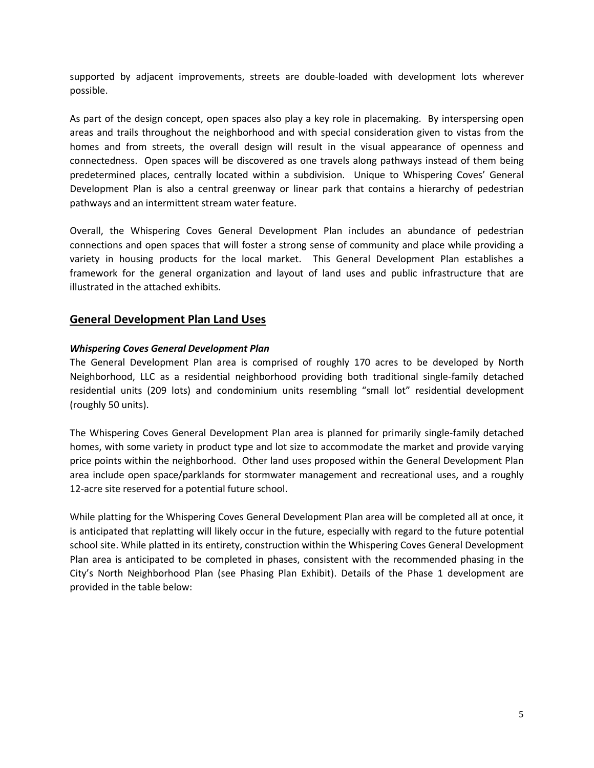supported by adjacent improvements, streets are double-loaded with development lots wherever possible.

As part of the design concept, open spaces also play a key role in placemaking. By interspersing open areas and trails throughout the neighborhood and with special consideration given to vistas from the homes and from streets, the overall design will result in the visual appearance of openness and connectedness. Open spaces will be discovered as one travels along pathways instead of them being predetermined places, centrally located within a subdivision. Unique to Whispering Coves' General Development Plan is also a central greenway or linear park that contains a hierarchy of pedestrian pathways and an intermittent stream water feature.

Overall, the Whispering Coves General Development Plan includes an abundance of pedestrian connections and open spaces that will foster a strong sense of community and place while providing a variety in housing products for the local market. This General Development Plan establishes a framework for the general organization and layout of land uses and public infrastructure that are illustrated in the attached exhibits.

## General Development Plan Land Uses

***Whispering Coves General Development Plan***

The General Development Plan area is comprised of roughly 170 acres to be developed by North Neighborhood, LLC as a residential neighborhood providing both traditional single-family detached residential units (209 lots) and condominium units resembling "small lot" residential development (roughly 50 units).

The Whispering Coves General Development Plan area is planned for primarily single-family detached homes, with some variety in product type and lot size to accommodate the market and provide varying price points within the neighborhood. Other land uses proposed within the General Development Plan area include open space/parklands for stormwater management and recreational uses, and a roughly 12-acre site reserved for a potential future school.

While platting for the Whispering Coves General Development Plan area will be completed all at once, it is anticipated that replatting will likely occur in the future, especially with regard to the future potential school site. While platted in its entirety, construction within the Whispering Coves General Development Plan area is anticipated to be completed in phases, consistent with the recommended phasing in the City's North Neighborhood Plan (see Phasing Plan Exhibit). Details of the Phase 1 development are provided in the table below: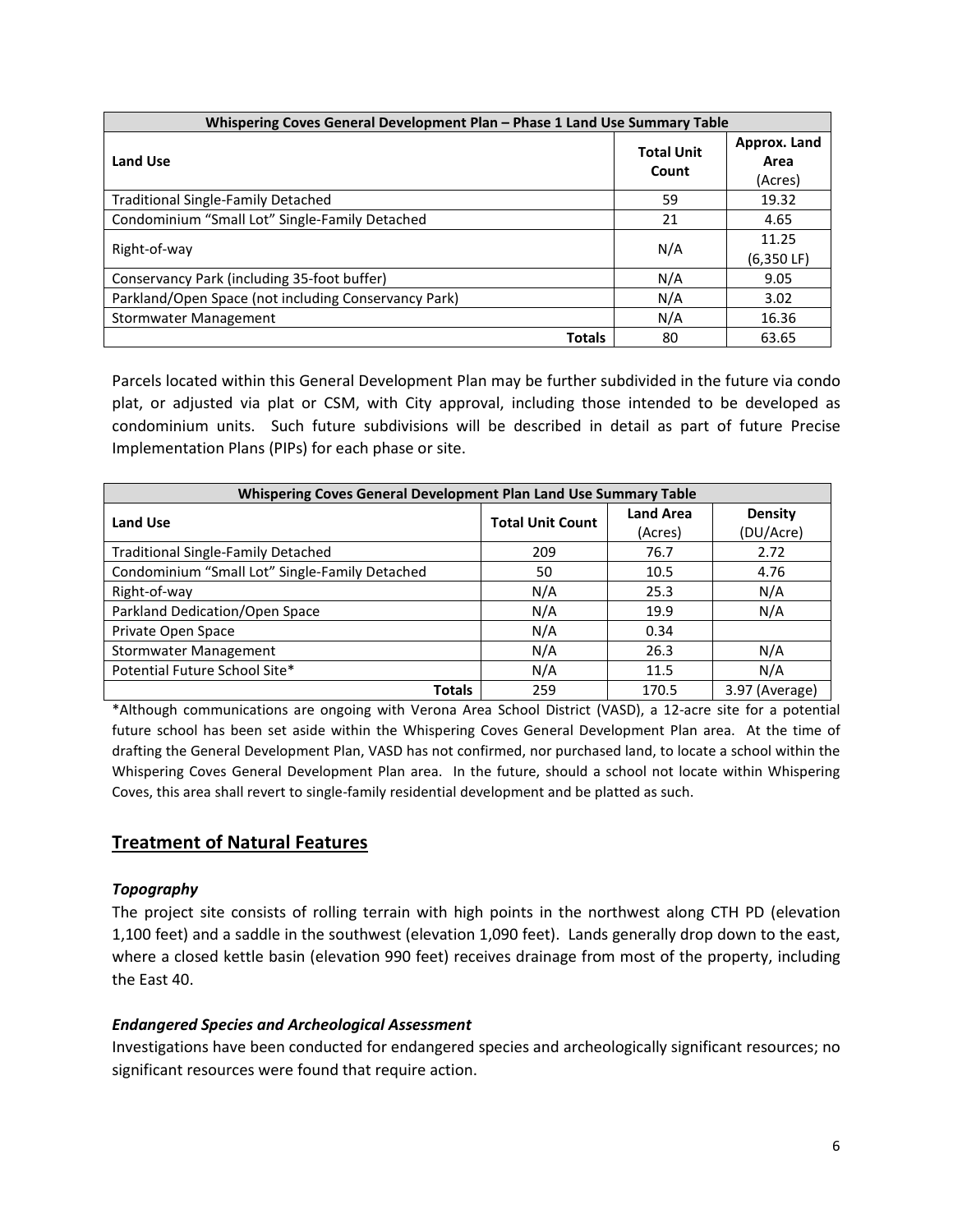| Whispering Coves General Development Plan – Phase 1 Land Use Summary Table | | |
|---|---|---|
| **Land Use** | **Total Unit Count** | **Approx. Land Area** (Acres) |
| Traditional Single-Family Detached | 59 | 19.32 |
| Condominium "Small Lot" Single-Family Detached | 21 | 4.65 |
| Right-of-way | N/A | 11.25 (6,350 LF) |
| Conservancy Park (including 35-foot buffer) | N/A | 9.05 |
| Parkland/Open Space (not including Conservancy Park) | N/A | 3.02 |
| Stormwater Management | N/A | 16.36 |
| **Totals** | 80 | 63.65 |

Parcels located within this General Development Plan may be further subdivided in the future via condo plat, or adjusted via plat or CSM, with City approval, including those intended to be developed as condominium units. Such future subdivisions will be described in detail as part of future Precise Implementation Plans (PIPs) for each phase or site.

| Whispering Coves General Development Plan Land Use Summary Table | | | |
|---|---|---|---|
| **Land Use** | **Total Unit Count** | **Land Area** (Acres) | **Density** (DU/Acre) |
| Traditional Single-Family Detached | 209 | 76.7 | 2.72 |
| Condominium "Small Lot" Single-Family Detached | 50 | 10.5 | 4.76 |
| Right-of-way | N/A | 25.3 | N/A |
| Parkland Dedication/Open Space | N/A | 19.9 | N/A |
| Private Open Space | N/A | 0.34 | |
| Stormwater Management | N/A | 26.3 | N/A |
| Potential Future School Site* | N/A | 11.5 | N/A |
| **Totals** | 259 | 170.5 | 3.97 (Average) |

*Although communications are ongoing with Verona Area School District (VASD), a 12-acre site for a potential future school has been set aside within the Whispering Coves General Development Plan area. At the time of drafting the General Development Plan, VASD has not confirmed, nor purchased land, to locate a school within the Whispering Coves General Development Plan area. In the future, should a school not locate within Whispering Coves, this area shall revert to single-family residential development and be platted as such.

## Treatment of Natural Features

### *Topography*

The project site consists of rolling terrain with high points in the northwest along CTH PD (elevation 1,100 feet) and a saddle in the southwest (elevation 1,090 feet). Lands generally drop down to the east, where a closed kettle basin (elevation 990 feet) receives drainage from most of the property, including the East 40.

### *Endangered Species and Archeological Assessment*

Investigations have been conducted for endangered species and archeologically significant resources; no significant resources were found that require action.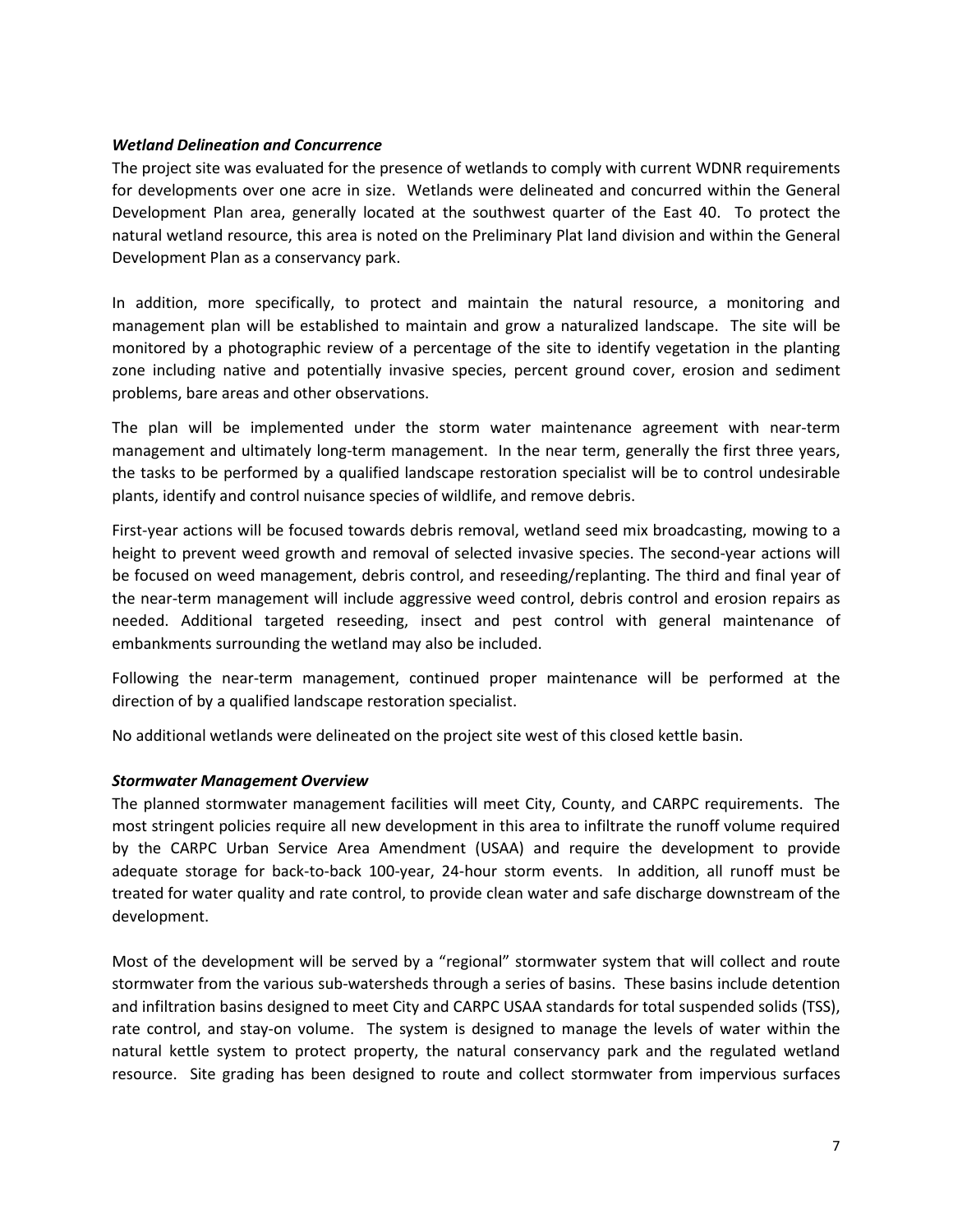***Wetland Delineation and Concurrence***

The project site was evaluated for the presence of wetlands to comply with current WDNR requirements for developments over one acre in size. Wetlands were delineated and concurred within the General Development Plan area, generally located at the southwest quarter of the East 40. To protect the natural wetland resource, this area is noted on the Preliminary Plat land division and within the General Development Plan as a conservancy park.

In addition, more specifically, to protect and maintain the natural resource, a monitoring and management plan will be established to maintain and grow a naturalized landscape. The site will be monitored by a photographic review of a percentage of the site to identify vegetation in the planting zone including native and potentially invasive species, percent ground cover, erosion and sediment problems, bare areas and other observations.

The plan will be implemented under the storm water maintenance agreement with near-term management and ultimately long-term management. In the near term, generally the first three years, the tasks to be performed by a qualified landscape restoration specialist will be to control undesirable plants, identify and control nuisance species of wildlife, and remove debris.

First-year actions will be focused towards debris removal, wetland seed mix broadcasting, mowing to a height to prevent weed growth and removal of selected invasive species. The second-year actions will be focused on weed management, debris control, and reseeding/replanting. The third and final year of the near-term management will include aggressive weed control, debris control and erosion repairs as needed. Additional targeted reseeding, insect and pest control with general maintenance of embankments surrounding the wetland may also be included.

Following the near-term management, continued proper maintenance will be performed at the direction of by a qualified landscape restoration specialist.

No additional wetlands were delineated on the project site west of this closed kettle basin.

***Stormwater Management Overview***

The planned stormwater management facilities will meet City, County, and CARPC requirements. The most stringent policies require all new development in this area to infiltrate the runoff volume required by the CARPC Urban Service Area Amendment (USAA) and require the development to provide adequate storage for back-to-back 100-year, 24-hour storm events. In addition, all runoff must be treated for water quality and rate control, to provide clean water and safe discharge downstream of the development.

Most of the development will be served by a "regional" stormwater system that will collect and route stormwater from the various sub-watersheds through a series of basins. These basins include detention and infiltration basins designed to meet City and CARPC USAA standards for total suspended solids (TSS), rate control, and stay-on volume. The system is designed to manage the levels of water within the natural kettle system to protect property, the natural conservancy park and the regulated wetland resource. Site grading has been designed to route and collect stormwater from impervious surfaces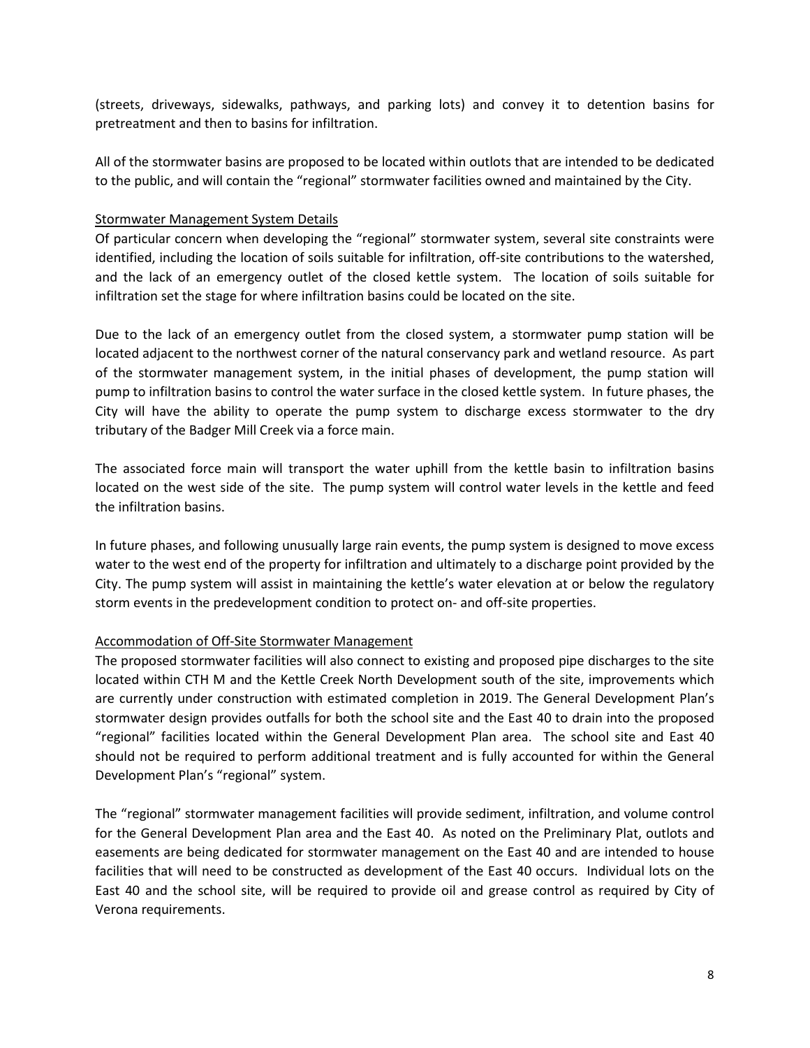(streets, driveways, sidewalks, pathways, and parking lots) and convey it to detention basins for pretreatment and then to basins for infiltration.

All of the stormwater basins are proposed to be located within outlots that are intended to be dedicated to the public, and will contain the "regional" stormwater facilities owned and maintained by the City.

### Stormwater Management System Details

Of particular concern when developing the "regional" stormwater system, several site constraints were identified, including the location of soils suitable for infiltration, off-site contributions to the watershed, and the lack of an emergency outlet of the closed kettle system. The location of soils suitable for infiltration set the stage for where infiltration basins could be located on the site.

Due to the lack of an emergency outlet from the closed system, a stormwater pump station will be located adjacent to the northwest corner of the natural conservancy park and wetland resource. As part of the stormwater management system, in the initial phases of development, the pump station will pump to infiltration basins to control the water surface in the closed kettle system. In future phases, the City will have the ability to operate the pump system to discharge excess stormwater to the dry tributary of the Badger Mill Creek via a force main.

The associated force main will transport the water uphill from the kettle basin to infiltration basins located on the west side of the site. The pump system will control water levels in the kettle and feed the infiltration basins.

In future phases, and following unusually large rain events, the pump system is designed to move excess water to the west end of the property for infiltration and ultimately to a discharge point provided by the City. The pump system will assist in maintaining the kettle's water elevation at or below the regulatory storm events in the predevelopment condition to protect on- and off-site properties.

### Accommodation of Off-Site Stormwater Management

The proposed stormwater facilities will also connect to existing and proposed pipe discharges to the site located within CTH M and the Kettle Creek North Development south of the site, improvements which are currently under construction with estimated completion in 2019. The General Development Plan's stormwater design provides outfalls for both the school site and the East 40 to drain into the proposed "regional" facilities located within the General Development Plan area. The school site and East 40 should not be required to perform additional treatment and is fully accounted for within the General Development Plan's "regional" system.

The "regional" stormwater management facilities will provide sediment, infiltration, and volume control for the General Development Plan area and the East 40. As noted on the Preliminary Plat, outlots and easements are being dedicated for stormwater management on the East 40 and are intended to house facilities that will need to be constructed as development of the East 40 occurs. Individual lots on the East 40 and the school site, will be required to provide oil and grease control as required by City of Verona requirements.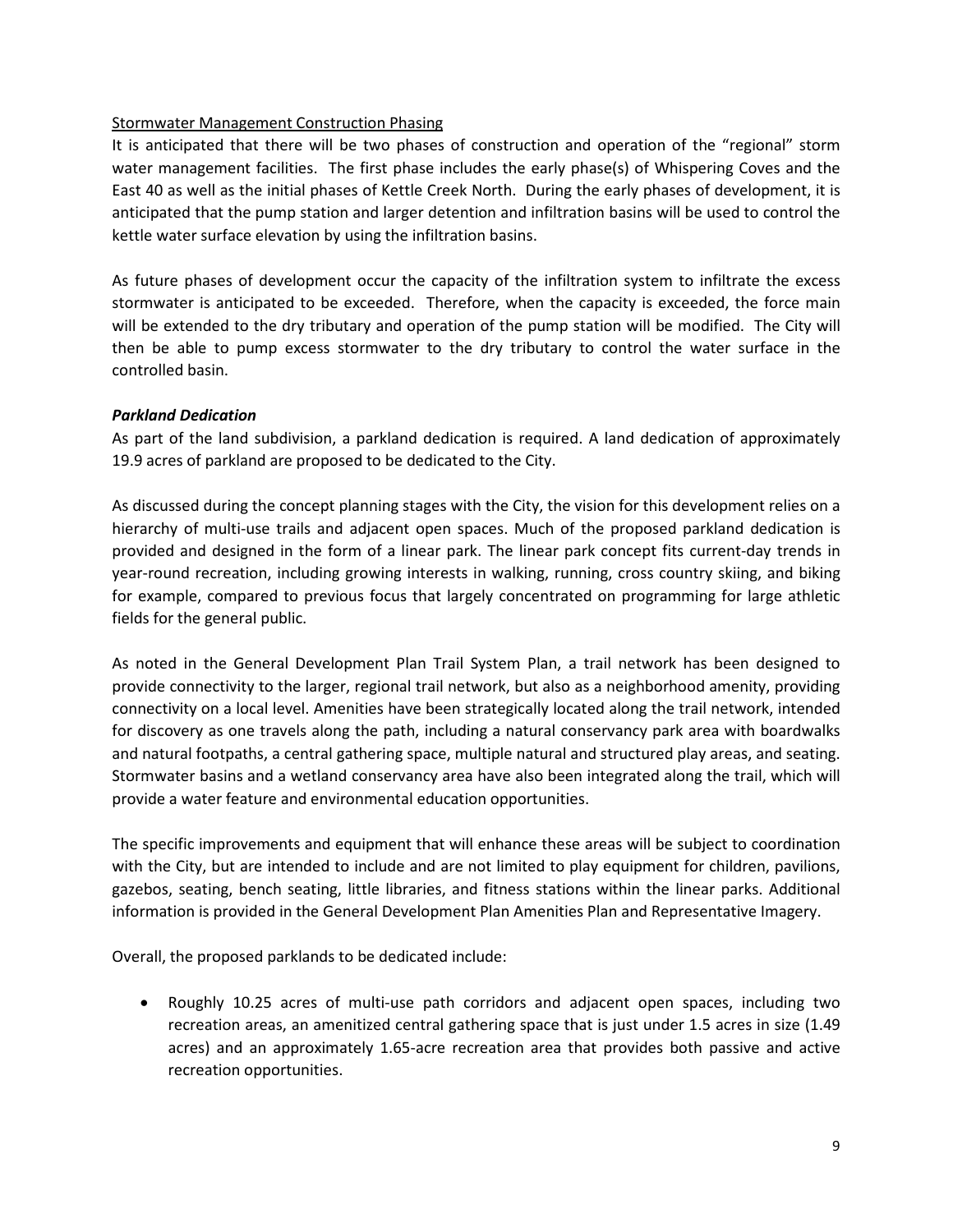Stormwater Management Construction Phasing

It is anticipated that there will be two phases of construction and operation of the "regional" storm water management facilities. The first phase includes the early phase(s) of Whispering Coves and the East 40 as well as the initial phases of Kettle Creek North. During the early phases of development, it is anticipated that the pump station and larger detention and infiltration basins will be used to control the kettle water surface elevation by using the infiltration basins.

As future phases of development occur the capacity of the infiltration system to infiltrate the excess stormwater is anticipated to be exceeded. Therefore, when the capacity is exceeded, the force main will be extended to the dry tributary and operation of the pump station will be modified. The City will then be able to pump excess stormwater to the dry tributary to control the water surface in the controlled basin.

***Parkland Dedication***

As part of the land subdivision, a parkland dedication is required. A land dedication of approximately 19.9 acres of parkland are proposed to be dedicated to the City.

As discussed during the concept planning stages with the City, the vision for this development relies on a hierarchy of multi-use trails and adjacent open spaces. Much of the proposed parkland dedication is provided and designed in the form of a linear park. The linear park concept fits current-day trends in year-round recreation, including growing interests in walking, running, cross country skiing, and biking for example, compared to previous focus that largely concentrated on programming for large athletic fields for the general public.

As noted in the General Development Plan Trail System Plan, a trail network has been designed to provide connectivity to the larger, regional trail network, but also as a neighborhood amenity, providing connectivity on a local level. Amenities have been strategically located along the trail network, intended for discovery as one travels along the path, including a natural conservancy park area with boardwalks and natural footpaths, a central gathering space, multiple natural and structured play areas, and seating. Stormwater basins and a wetland conservancy area have also been integrated along the trail, which will provide a water feature and environmental education opportunities.

The specific improvements and equipment that will enhance these areas will be subject to coordination with the City, but are intended to include and are not limited to play equipment for children, pavilions, gazebos, seating, bench seating, little libraries, and fitness stations within the linear parks. Additional information is provided in the General Development Plan Amenities Plan and Representative Imagery.

Overall, the proposed parklands to be dedicated include:

- Roughly 10.25 acres of multi-use path corridors and adjacent open spaces, including two recreation areas, an amenitized central gathering space that is just under 1.5 acres in size (1.49 acres) and an approximately 1.65-acre recreation area that provides both passive and active recreation opportunities.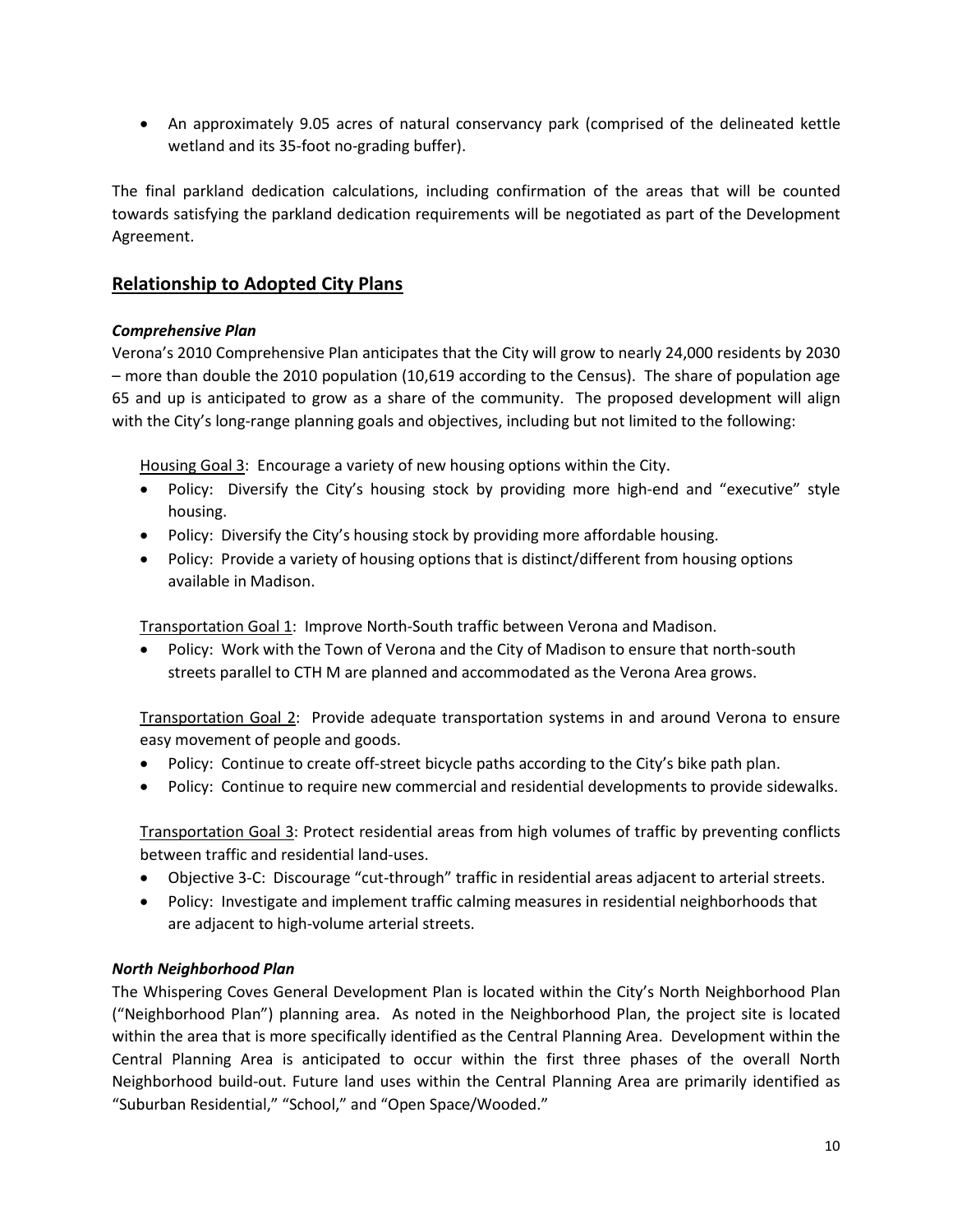- An approximately 9.05 acres of natural conservancy park (comprised of the delineated kettle wetland and its 35-foot no-grading buffer).

The final parkland dedication calculations, including confirmation of the areas that will be counted towards satisfying the parkland dedication requirements will be negotiated as part of the Development Agreement.

## Relationship to Adopted City Plans

### *Comprehensive Plan*

Verona's 2010 Comprehensive Plan anticipates that the City will grow to nearly 24,000 residents by 2030 – more than double the 2010 population (10,619 according to the Census). The share of population age 65 and up is anticipated to grow as a share of the community. The proposed development will align with the City's long-range planning goals and objectives, including but not limited to the following:

Housing Goal 3: Encourage a variety of new housing options within the City.

- Policy: Diversify the City's housing stock by providing more high-end and "executive" style housing.
- Policy: Diversify the City's housing stock by providing more affordable housing.
- Policy: Provide a variety of housing options that is distinct/different from housing options available in Madison.

Transportation Goal 1: Improve North-South traffic between Verona and Madison.

- Policy: Work with the Town of Verona and the City of Madison to ensure that north-south streets parallel to CTH M are planned and accommodated as the Verona Area grows.

Transportation Goal 2: Provide adequate transportation systems in and around Verona to ensure easy movement of people and goods.

- Policy: Continue to create off-street bicycle paths according to the City's bike path plan.
- Policy: Continue to require new commercial and residential developments to provide sidewalks.

Transportation Goal 3: Protect residential areas from high volumes of traffic by preventing conflicts between traffic and residential land-uses.

- Objective 3-C: Discourage "cut-through" traffic in residential areas adjacent to arterial streets.
- Policy: Investigate and implement traffic calming measures in residential neighborhoods that are adjacent to high-volume arterial streets.

### *North Neighborhood Plan*

The Whispering Coves General Development Plan is located within the City's North Neighborhood Plan ("Neighborhood Plan") planning area. As noted in the Neighborhood Plan, the project site is located within the area that is more specifically identified as the Central Planning Area. Development within the Central Planning Area is anticipated to occur within the first three phases of the overall North Neighborhood build-out. Future land uses within the Central Planning Area are primarily identified as "Suburban Residential," "School," and "Open Space/Wooded."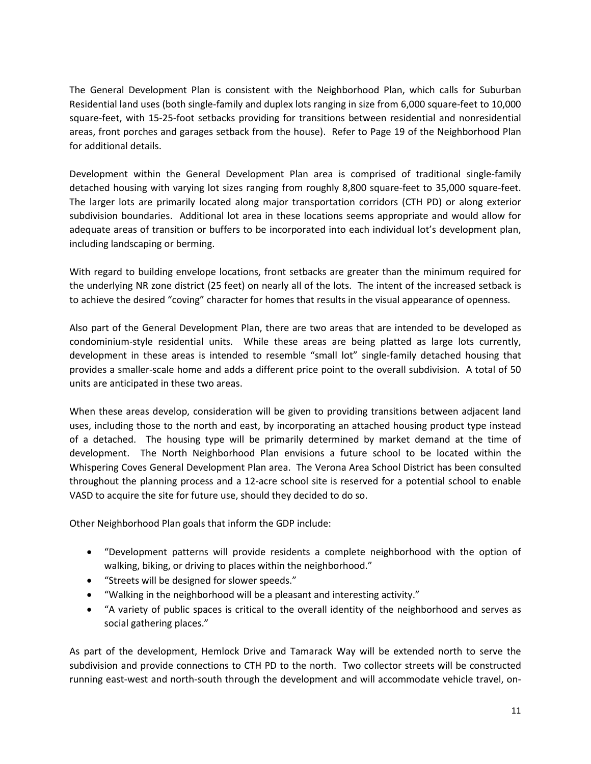The General Development Plan is consistent with the Neighborhood Plan, which calls for Suburban Residential land uses (both single-family and duplex lots ranging in size from 6,000 square-feet to 10,000 square-feet, with 15-25-foot setbacks providing for transitions between residential and nonresidential areas, front porches and garages setback from the house). Refer to Page 19 of the Neighborhood Plan for additional details.

Development within the General Development Plan area is comprised of traditional single-family detached housing with varying lot sizes ranging from roughly 8,800 square-feet to 35,000 square-feet. The larger lots are primarily located along major transportation corridors (CTH PD) or along exterior subdivision boundaries. Additional lot area in these locations seems appropriate and would allow for adequate areas of transition or buffers to be incorporated into each individual lot's development plan, including landscaping or berming.

With regard to building envelope locations, front setbacks are greater than the minimum required for the underlying NR zone district (25 feet) on nearly all of the lots. The intent of the increased setback is to achieve the desired "coving" character for homes that results in the visual appearance of openness.

Also part of the General Development Plan, there are two areas that are intended to be developed as condominium-style residential units. While these areas are being platted as large lots currently, development in these areas is intended to resemble "small lot" single-family detached housing that provides a smaller-scale home and adds a different price point to the overall subdivision. A total of 50 units are anticipated in these two areas.

When these areas develop, consideration will be given to providing transitions between adjacent land uses, including those to the north and east, by incorporating an attached housing product type instead of a detached. The housing type will be primarily determined by market demand at the time of development. The North Neighborhood Plan envisions a future school to be located within the Whispering Coves General Development Plan area. The Verona Area School District has been consulted throughout the planning process and a 12-acre school site is reserved for a potential school to enable VASD to acquire the site for future use, should they decided to do so.

Other Neighborhood Plan goals that inform the GDP include:

- "Development patterns will provide residents a complete neighborhood with the option of walking, biking, or driving to places within the neighborhood."
- "Streets will be designed for slower speeds."
- "Walking in the neighborhood will be a pleasant and interesting activity."
- "A variety of public spaces is critical to the overall identity of the neighborhood and serves as social gathering places."

As part of the development, Hemlock Drive and Tamarack Way will be extended north to serve the subdivision and provide connections to CTH PD to the north. Two collector streets will be constructed running east-west and north-south through the development and will accommodate vehicle travel, on-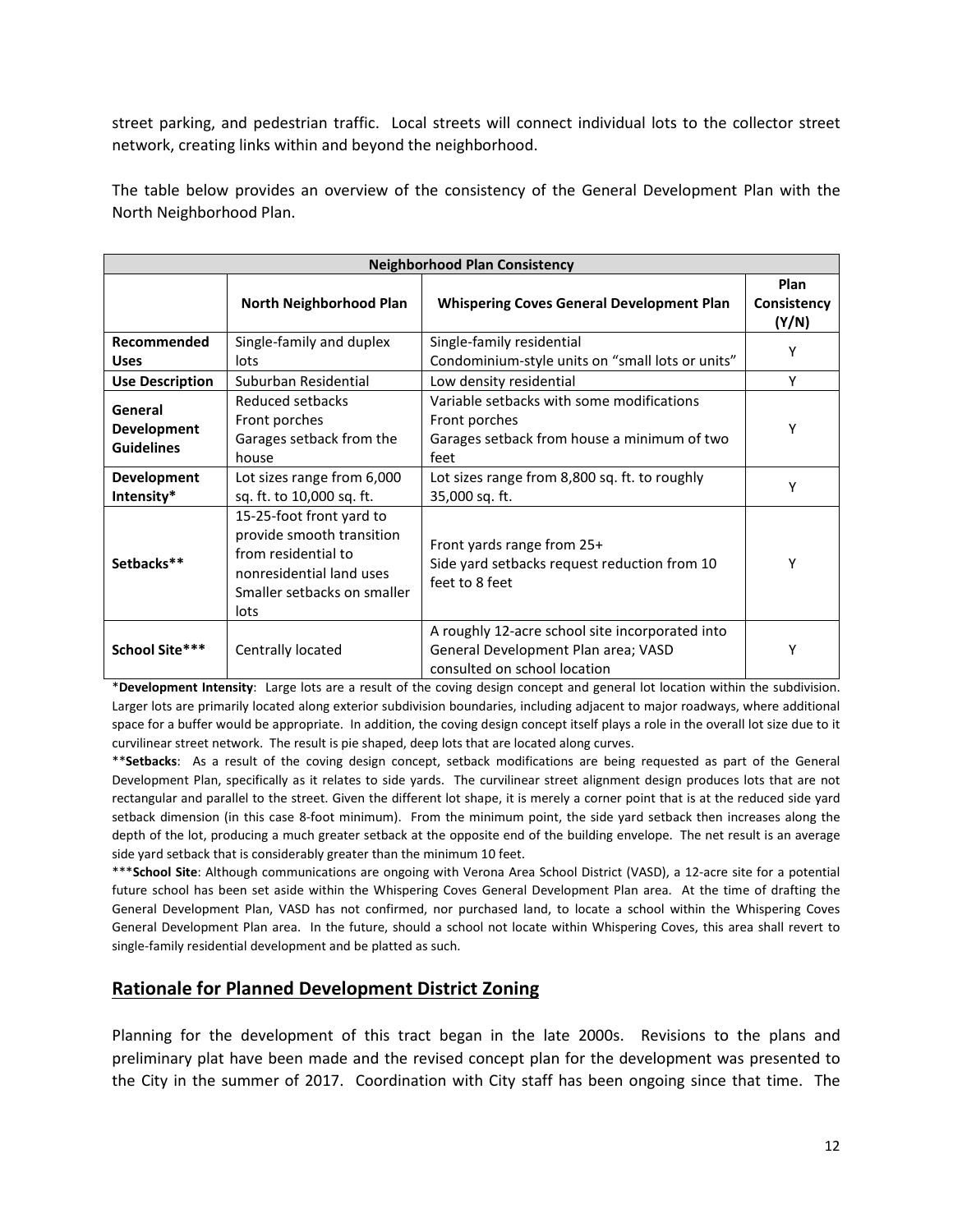street parking, and pedestrian traffic. Local streets will connect individual lots to the collector street network, creating links within and beyond the neighborhood.

The table below provides an overview of the consistency of the General Development Plan with the North Neighborhood Plan.

| **Neighborhood Plan Consistency** | | | |
|---|---|---|---|
| | **North Neighborhood Plan** | **Whispering Coves General Development Plan** | **Plan Consistency (Y/N)** |
| **Recommended Uses** | Single-family and duplex lots | Single-family residential<br>Condominium-style units on "small lots or units" | Y |
| **Use Description** | Suburban Residential | Low density residential | Y |
| **General Development Guidelines** | Reduced setbacks<br>Front porches<br>Garages setback from the house | Variable setbacks with some modifications<br>Front porches<br>Garages setback from house a minimum of two feet | Y |
| **Development Intensity*** | Lot sizes range from 6,000 sq. ft. to 10,000 sq. ft. | Lot sizes range from 8,800 sq. ft. to roughly 35,000 sq. ft. | Y |
| **Setbacks**** | 15-25-foot front yard to provide smooth transition from residential to nonresidential land uses<br>Smaller setbacks on smaller lots | Front yards range from 25+<br>Side yard setbacks request reduction from 10 feet to 8 feet | Y |
| **School Site***** | Centrally located | A roughly 12-acre school site incorporated into General Development Plan area; VASD consulted on school location | Y |

***Development Intensity**: Large lots are a result of the coving design concept and general lot location within the subdivision. Larger lots are primarily located along exterior subdivision boundaries, including adjacent to major roadways, where additional space for a buffer would be appropriate. In addition, the coving design concept itself plays a role in the overall lot size due to it curvilinear street network. The result is pie shaped, deep lots that are located along curves.

****Setbacks**: As a result of the coving design concept, setback modifications are being requested as part of the General Development Plan, specifically as it relates to side yards. The curvilinear street alignment design produces lots that are not rectangular and parallel to the street. Given the different lot shape, it is merely a corner point that is at the reduced side yard setback dimension (in this case 8-foot minimum). From the minimum point, the side yard setback then increases along the depth of the lot, producing a much greater setback at the opposite end of the building envelope. The net result is an average side yard setback that is considerably greater than the minimum 10 feet.

*****School Site**: Although communications are ongoing with Verona Area School District (VASD), a 12-acre site for a potential future school has been set aside within the Whispering Coves General Development Plan area. At the time of drafting the General Development Plan, VASD has not confirmed, nor purchased land, to locate a school within the Whispering Coves General Development Plan area. In the future, should a school not locate within Whispering Coves, this area shall revert to single-family residential development and be platted as such.

## Rationale for Planned Development District Zoning

Planning for the development of this tract began in the late 2000s. Revisions to the plans and preliminary plat have been made and the revised concept plan for the development was presented to the City in the summer of 2017. Coordination with City staff has been ongoing since that time. The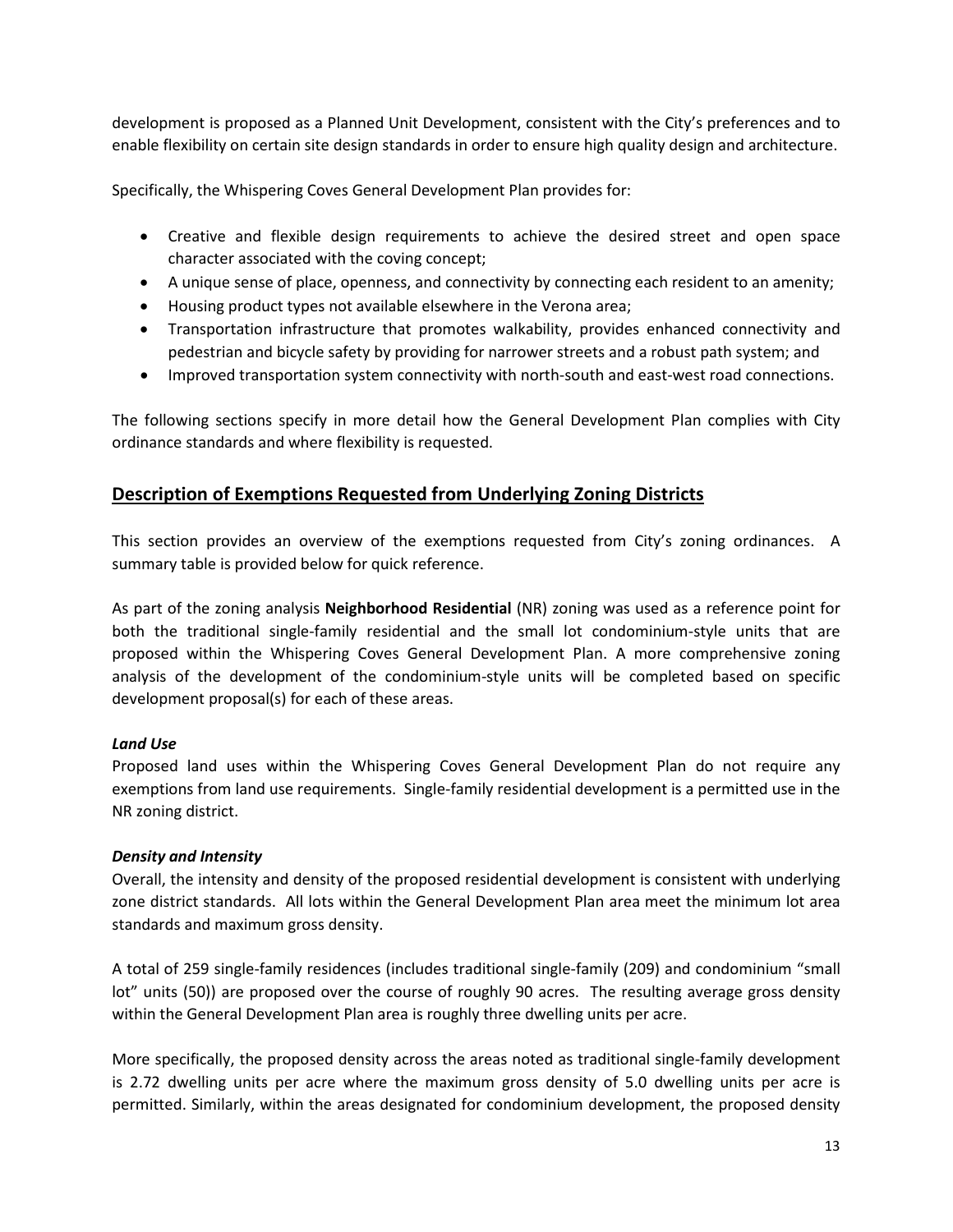development is proposed as a Planned Unit Development, consistent with the City's preferences and to enable flexibility on certain site design standards in order to ensure high quality design and architecture.

Specifically, the Whispering Coves General Development Plan provides for:

- Creative and flexible design requirements to achieve the desired street and open space character associated with the coving concept;
- A unique sense of place, openness, and connectivity by connecting each resident to an amenity;
- Housing product types not available elsewhere in the Verona area;
- Transportation infrastructure that promotes walkability, provides enhanced connectivity and pedestrian and bicycle safety by providing for narrower streets and a robust path system; and
- Improved transportation system connectivity with north-south and east-west road connections.

The following sections specify in more detail how the General Development Plan complies with City ordinance standards and where flexibility is requested.

## Description of Exemptions Requested from Underlying Zoning Districts

This section provides an overview of the exemptions requested from City's zoning ordinances. A summary table is provided below for quick reference.

As part of the zoning analysis **Neighborhood Residential** (NR) zoning was used as a reference point for both the traditional single-family residential and the small lot condominium-style units that are proposed within the Whispering Coves General Development Plan. A more comprehensive zoning analysis of the development of the condominium-style units will be completed based on specific development proposal(s) for each of these areas.

***Land Use***

Proposed land uses within the Whispering Coves General Development Plan do not require any exemptions from land use requirements. Single-family residential development is a permitted use in the NR zoning district.

***Density and Intensity***

Overall, the intensity and density of the proposed residential development is consistent with underlying zone district standards. All lots within the General Development Plan area meet the minimum lot area standards and maximum gross density.

A total of 259 single-family residences (includes traditional single-family (209) and condominium "small lot" units (50)) are proposed over the course of roughly 90 acres. The resulting average gross density within the General Development Plan area is roughly three dwelling units per acre.

More specifically, the proposed density across the areas noted as traditional single-family development is 2.72 dwelling units per acre where the maximum gross density of 5.0 dwelling units per acre is permitted. Similarly, within the areas designated for condominium development, the proposed density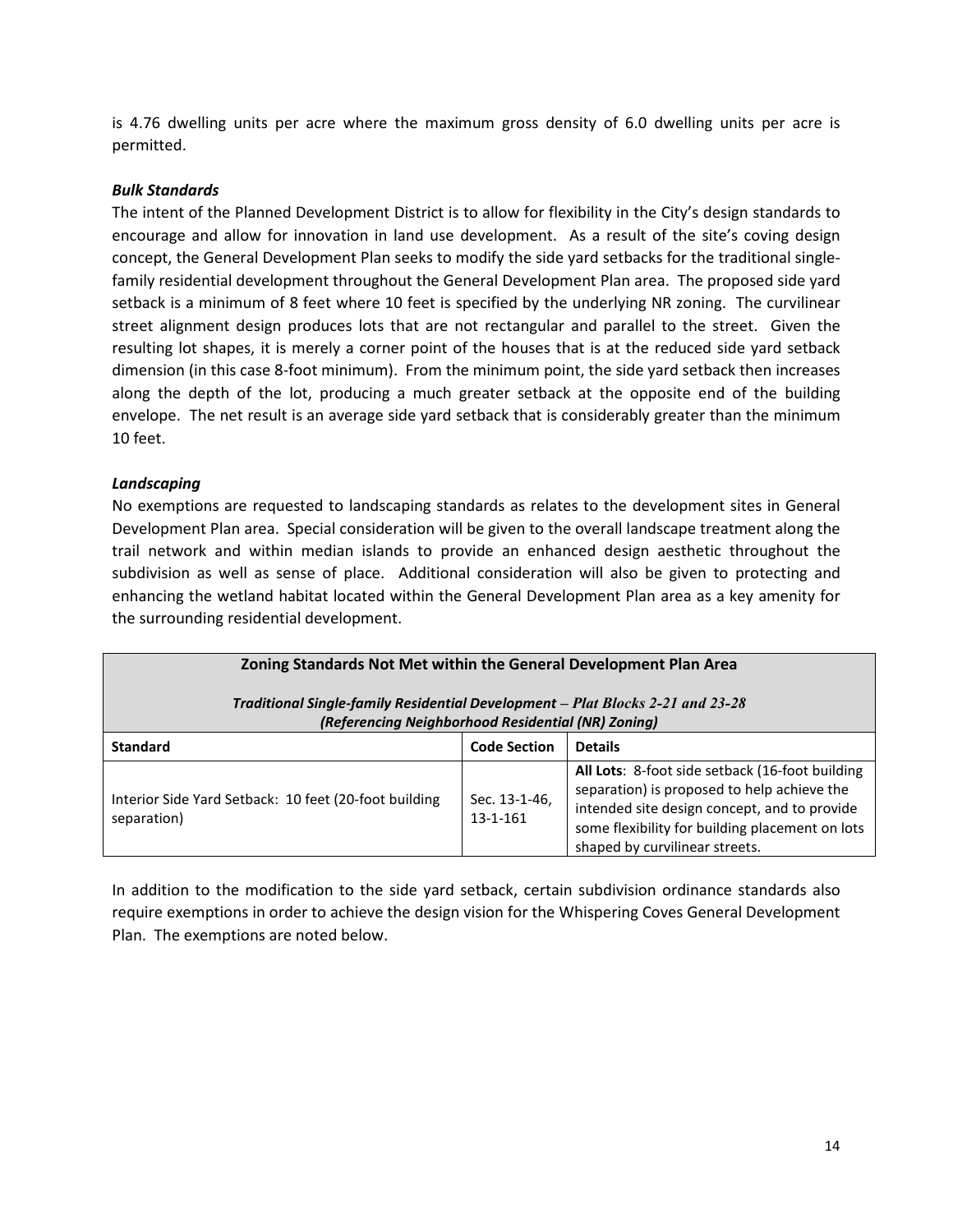is 4.76 dwelling units per acre where the maximum gross density of 6.0 dwelling units per acre is permitted.

***Bulk Standards***

The intent of the Planned Development District is to allow for flexibility in the City's design standards to encourage and allow for innovation in land use development. As a result of the site's coving design concept, the General Development Plan seeks to modify the side yard setbacks for the traditional single-family residential development throughout the General Development Plan area. The proposed side yard setback is a minimum of 8 feet where 10 feet is specified by the underlying NR zoning. The curvilinear street alignment design produces lots that are not rectangular and parallel to the street. Given the resulting lot shapes, it is merely a corner point of the houses that is at the reduced side yard setback dimension (in this case 8-foot minimum). From the minimum point, the side yard setback then increases along the depth of the lot, producing a much greater setback at the opposite end of the building envelope. The net result is an average side yard setback that is considerably greater than the minimum 10 feet.

***Landscaping***

No exemptions are requested to landscaping standards as relates to the development sites in General Development Plan area. Special consideration will be given to the overall landscape treatment along the trail network and within median islands to provide an enhanced design aesthetic throughout the subdivision as well as sense of place. Additional consideration will also be given to protecting and enhancing the wetland habitat located within the General Development Plan area as a key amenity for the surrounding residential development.

| **Zoning Standards Not Met within the General Development Plan Area**<br><br>***Traditional Single-family Residential Development – Plat Blocks 2-21 and 23-28 (Referencing Neighborhood Residential (NR) Zoning)*** | | |
|---|---|---|
| **Standard** | **Code Section** | **Details** |
| Interior Side Yard Setback: 10 feet (20-foot building separation) | Sec. 13-1-46, 13-1-161 | **All Lots**: 8-foot side setback (16-foot building separation) is proposed to help achieve the intended site design concept, and to provide some flexibility for building placement on lots shaped by curvilinear streets. |

In addition to the modification to the side yard setback, certain subdivision ordinance standards also require exemptions in order to achieve the design vision for the Whispering Coves General Development Plan. The exemptions are noted below.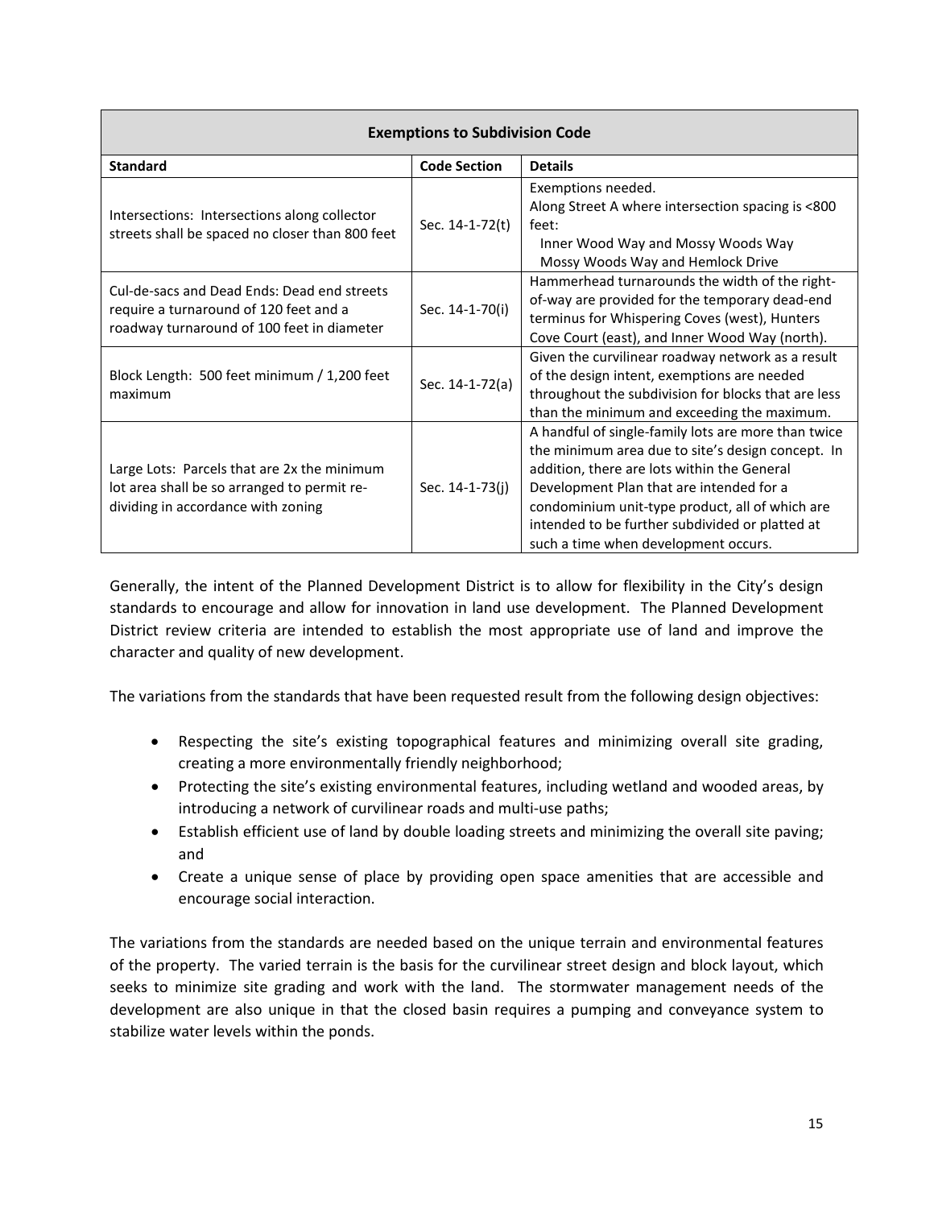| Exemptions to Subdivision Code | | |
|---|---|---|
| **Standard** | **Code Section** | **Details** |
| Intersections: Intersections along collector streets shall be spaced no closer than 800 feet | Sec. 14-1-72(t) | Exemptions needed. Along Street A where intersection spacing is <800 feet: Inner Wood Way and Mossy Woods Way; Mossy Woods Way and Hemlock Drive |
| Cul-de-sacs and Dead Ends: Dead end streets require a turnaround of 120 feet and a roadway turnaround of 100 feet in diameter | Sec. 14-1-70(i) | Hammerhead turnarounds the width of the right-of-way are provided for the temporary dead-end terminus for Whispering Coves (west), Hunters Cove Court (east), and Inner Wood Way (north). |
| Block Length: 500 feet minimum / 1,200 feet maximum | Sec. 14-1-72(a) | Given the curvilinear roadway network as a result of the design intent, exemptions are needed throughout the subdivision for blocks that are less than the minimum and exceeding the maximum. |
| Large Lots: Parcels that are 2x the minimum lot area shall be so arranged to permit re-dividing in accordance with zoning | Sec. 14-1-73(j) | A handful of single-family lots are more than twice the minimum area due to site's design concept. In addition, there are lots within the General Development Plan that are intended for a condominium unit-type product, all of which are intended to be further subdivided or platted at such a time when development occurs. |

Generally, the intent of the Planned Development District is to allow for flexibility in the City's design standards to encourage and allow for innovation in land use development. The Planned Development District review criteria are intended to establish the most appropriate use of land and improve the character and quality of new development.

The variations from the standards that have been requested result from the following design objectives:

- Respecting the site's existing topographical features and minimizing overall site grading, creating a more environmentally friendly neighborhood;
- Protecting the site's existing environmental features, including wetland and wooded areas, by introducing a network of curvilinear roads and multi-use paths;
- Establish efficient use of land by double loading streets and minimizing the overall site paving; and
- Create a unique sense of place by providing open space amenities that are accessible and encourage social interaction.

The variations from the standards are needed based on the unique terrain and environmental features of the property. The varied terrain is the basis for the curvilinear street design and block layout, which seeks to minimize site grading and work with the land. The stormwater management needs of the development are also unique in that the closed basin requires a pumping and conveyance system to stabilize water levels within the ponds.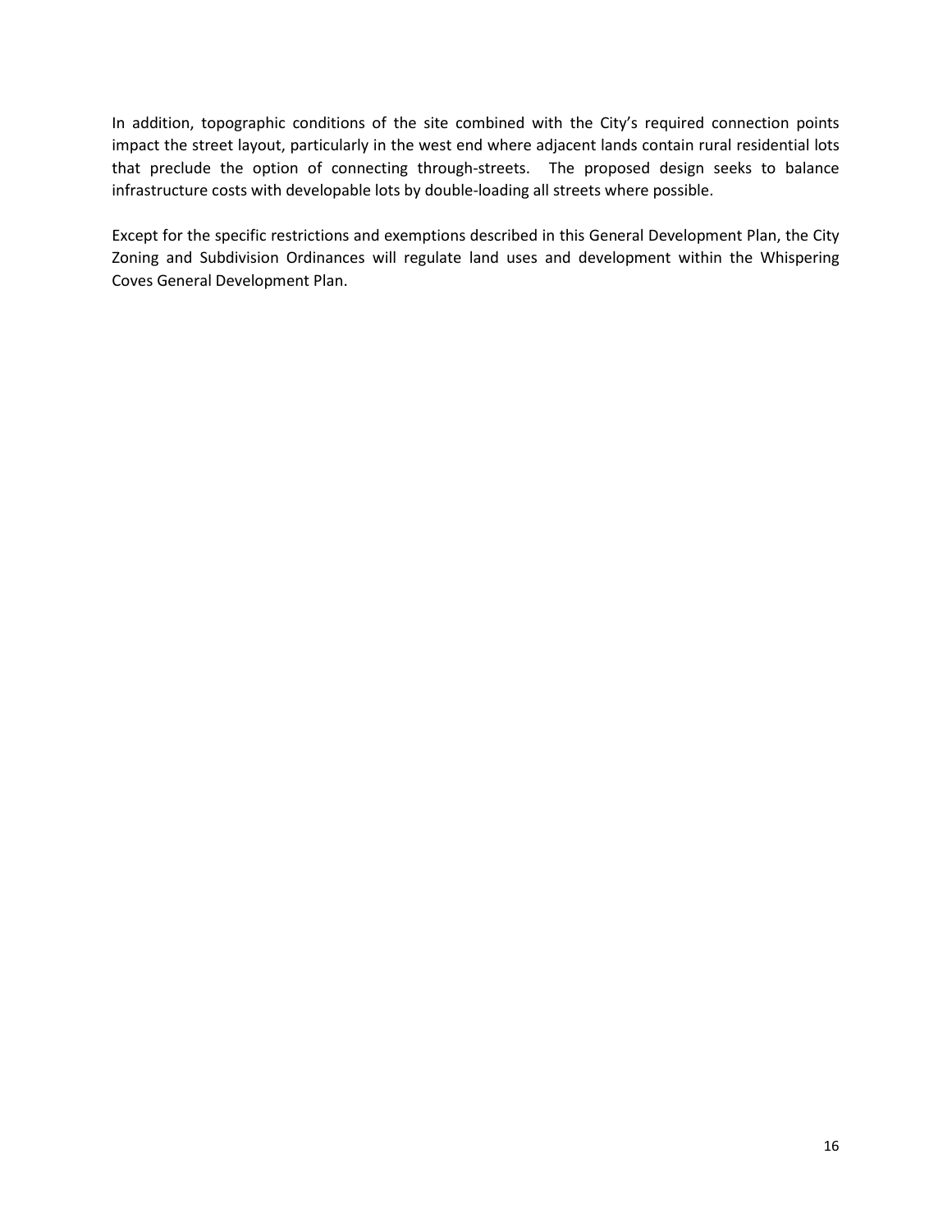In addition, topographic conditions of the site combined with the City's required connection points impact the street layout, particularly in the west end where adjacent lands contain rural residential lots that preclude the option of connecting through-streets. The proposed design seeks to balance infrastructure costs with developable lots by double-loading all streets where possible.

Except for the specific restrictions and exemptions described in this General Development Plan, the City Zoning and Subdivision Ordinances will regulate land uses and development within the Whispering Coves General Development Plan.